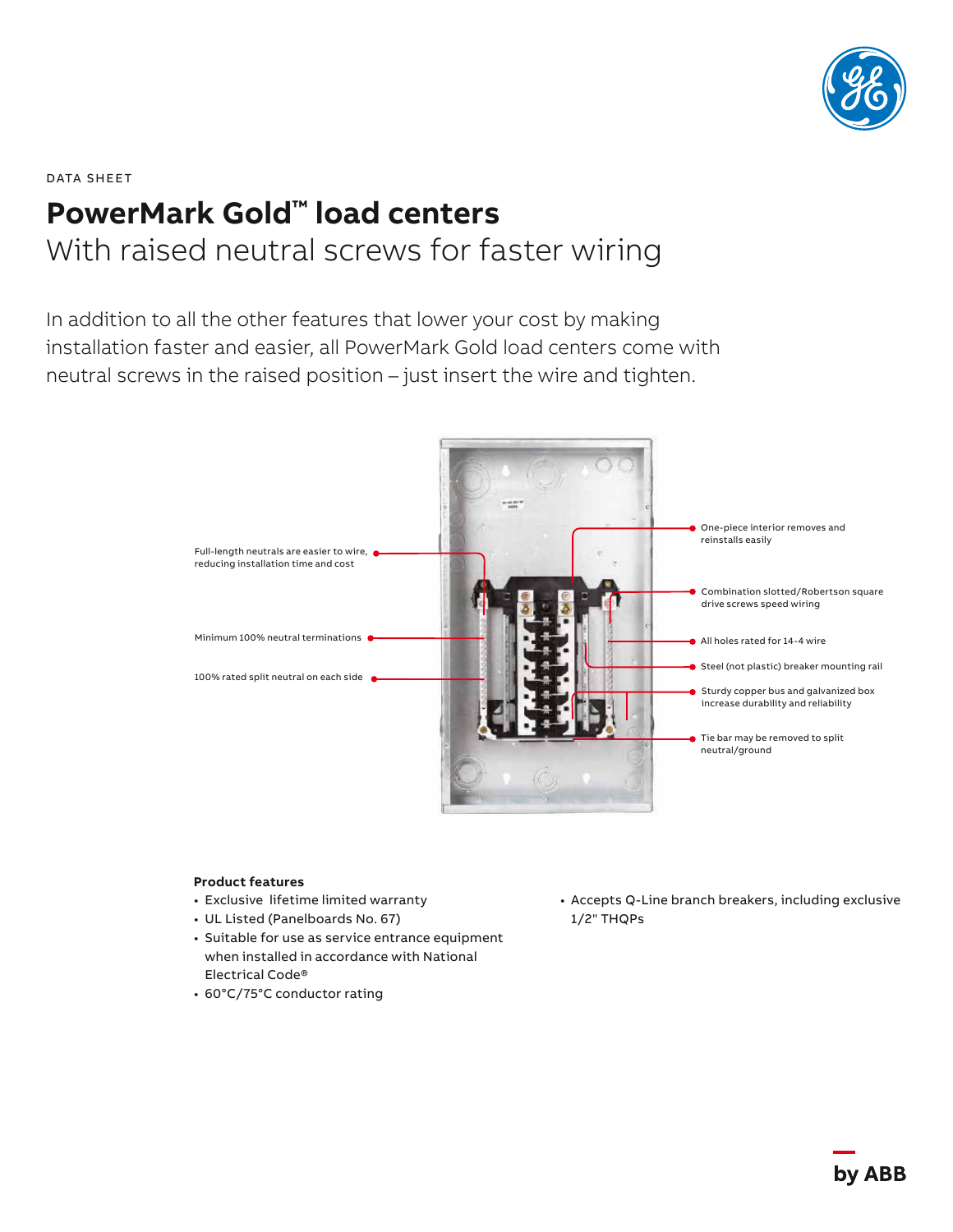DATA SHEET

# PowerMark Gold™ load centers

## With raised neutral screws for faster wiring

In addition to all the other features that lower your cost by making installation faster and easier, all PowerMark Gold load centers come with neutral screws in the raised position – just insert the wire and tighten.

Full-length neutrals are easier to wire, reducing installation time and cost

Minimum 100% neutral terminations

100% rated split neutral on each side

One-piece interior removes and reinstalls easily

Combination slotted/Robertson square drive screws speed wiring

All holes rated for 14-4 wire

Steel (not plastic) breaker mounting rail

Sturdy copper bus and galvanized box increase durability and reliability

Tie bar may be removed to split neutral/ground

**Product features**

- Exclusive lifetime limited warranty
- UL Listed (Panelboards No. 67)
- Suitable for use as service entrance equipment when installed in accordance with National Electrical Code®
- 60°C/75°C conductor rating
- Accepts Q-Line branch breakers, including exclusive 1/2" THQPs

by ABB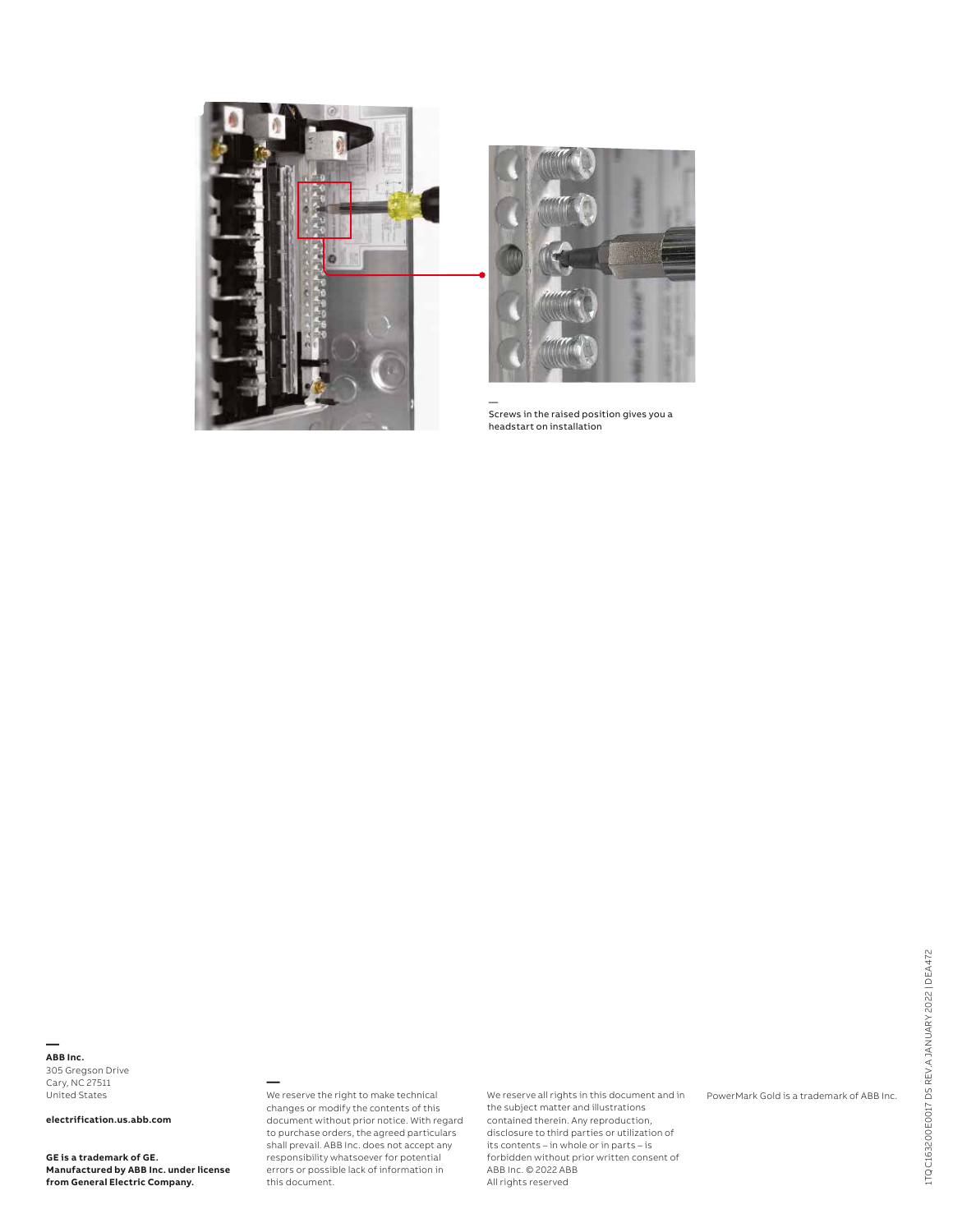—
Screws in the raised position gives you a headstart on installation

—
**ABB Inc.**
305 Gregson Drive
Cary, NC 27511
United States

**electrification.us.abb.com**

**GE is a trademark of GE.**
**Manufactured by ABB Inc. under license from General Electric Company.**

—
We reserve the right to make technical changes or modify the contents of this document without prior notice. With regard to purchase orders, the agreed particulars shall prevail. ABB Inc. does not accept any responsibility whatsoever for potential errors or possible lack of information in this document.

We reserve all rights in this document and in the subject matter and illustrations contained therein. Any reproduction, disclosure to third parties or utilization of its contents – in whole or in parts – is forbidden without prior written consent of ABB Inc. © 2022 ABB
All rights reserved

PowerMark Gold is a trademark of ABB Inc.

1TQC163200E0017 DS REV.A JANUARY 2022 | DEA472